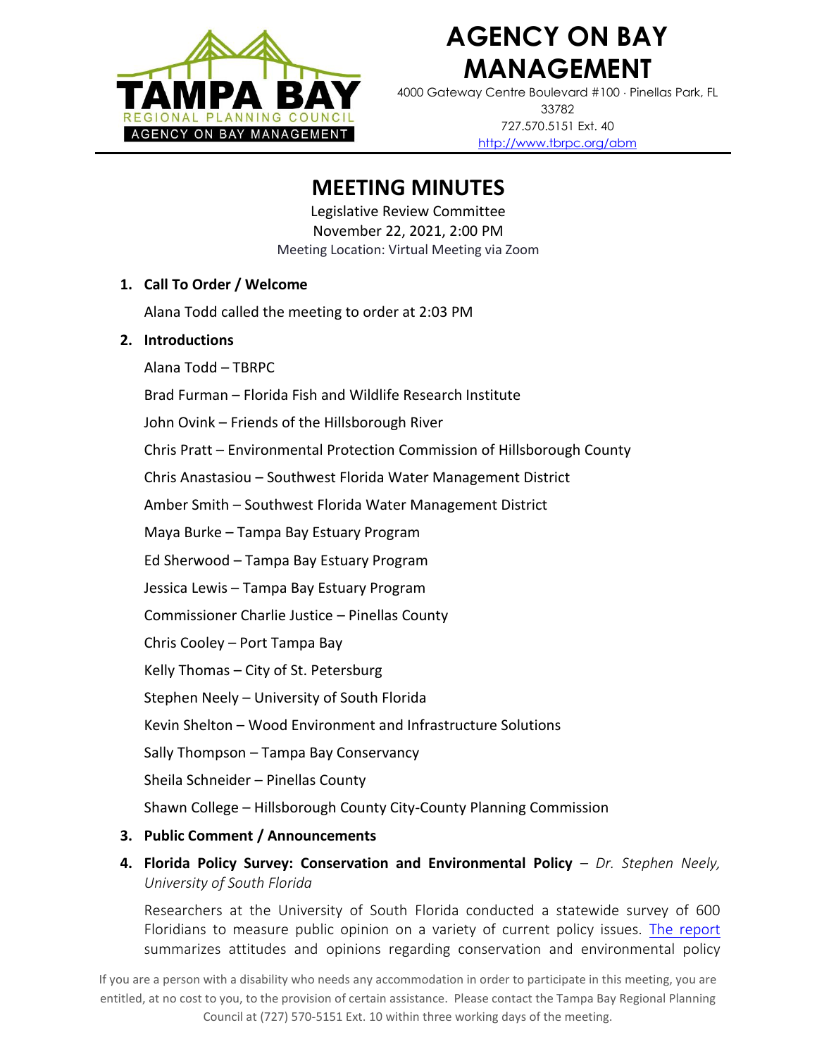# AGENCY ON BAY MANAGEMENT

4000 Gateway Centre Boulevard #100 · Pinellas Park, FL 33782
727.570.5151 Ext. 40
http://www.tbrpc.org/abm

## MEETING MINUTES

Legislative Review Committee
November 22, 2021, 2:00 PM
Meeting Location: Virtual Meeting via Zoom

1. **Call To Order / Welcome**

   Alana Todd called the meeting to order at 2:03 PM

2. **Introductions**

   Alana Todd – TBRPC

   Brad Furman – Florida Fish and Wildlife Research Institute

   John Ovink – Friends of the Hillsborough River

   Chris Pratt – Environmental Protection Commission of Hillsborough County

   Chris Anastasiou – Southwest Florida Water Management District

   Amber Smith – Southwest Florida Water Management District

   Maya Burke – Tampa Bay Estuary Program

   Ed Sherwood – Tampa Bay Estuary Program

   Jessica Lewis – Tampa Bay Estuary Program

   Commissioner Charlie Justice – Pinellas County

   Chris Cooley – Port Tampa Bay

   Kelly Thomas – City of St. Petersburg

   Stephen Neely – University of South Florida

   Kevin Shelton – Wood Environment and Infrastructure Solutions

   Sally Thompson – Tampa Bay Conservancy

   Sheila Schneider – Pinellas County

   Shawn College – Hillsborough County City-County Planning Commission

3. **Public Comment / Announcements**

4. **Florida Policy Survey: Conservation and Environmental Policy** – *Dr. Stephen Neely, University of South Florida*

   Researchers at the University of South Florida conducted a statewide survey of 600 Floridians to measure public opinion on a variety of current policy issues. The report summarizes attitudes and opinions regarding conservation and environmental policy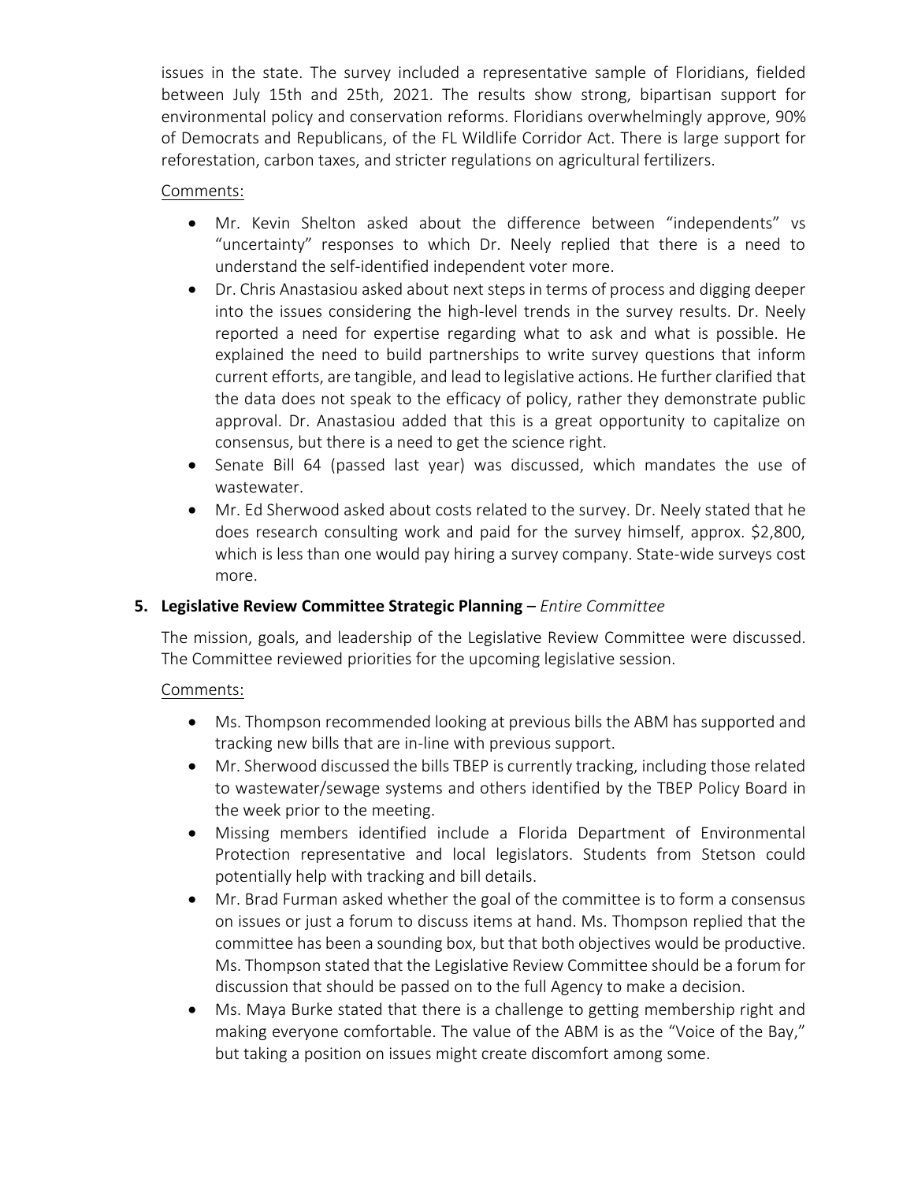issues in the state. The survey included a representative sample of Floridians, fielded between July 15th and 25th, 2021. The results show strong, bipartisan support for environmental policy and conservation reforms. Floridians overwhelmingly approve, 90% of Democrats and Republicans, of the FL Wildlife Corridor Act. There is large support for reforestation, carbon taxes, and stricter regulations on agricultural fertilizers.

Comments:

- Mr. Kevin Shelton asked about the difference between "independents" vs "uncertainty" responses to which Dr. Neely replied that there is a need to understand the self-identified independent voter more.
- Dr. Chris Anastasiou asked about next steps in terms of process and digging deeper into the issues considering the high-level trends in the survey results. Dr. Neely reported a need for expertise regarding what to ask and what is possible. He explained the need to build partnerships to write survey questions that inform current efforts, are tangible, and lead to legislative actions. He further clarified that the data does not speak to the efficacy of policy, rather they demonstrate public approval. Dr. Anastasiou added that this is a great opportunity to capitalize on consensus, but there is a need to get the science right.
- Senate Bill 64 (passed last year) was discussed, which mandates the use of wastewater.
- Mr. Ed Sherwood asked about costs related to the survey. Dr. Neely stated that he does research consulting work and paid for the survey himself, approx. $2,800, which is less than one would pay hiring a survey company. State-wide surveys cost more.

**5. Legislative Review Committee Strategic Planning** – *Entire Committee*

The mission, goals, and leadership of the Legislative Review Committee were discussed. The Committee reviewed priorities for the upcoming legislative session.

Comments:

- Ms. Thompson recommended looking at previous bills the ABM has supported and tracking new bills that are in-line with previous support.
- Mr. Sherwood discussed the bills TBEP is currently tracking, including those related to wastewater/sewage systems and others identified by the TBEP Policy Board in the week prior to the meeting.
- Missing members identified include a Florida Department of Environmental Protection representative and local legislators. Students from Stetson could potentially help with tracking and bill details.
- Mr. Brad Furman asked whether the goal of the committee is to form a consensus on issues or just a forum to discuss items at hand. Ms. Thompson replied that the committee has been a sounding box, but that both objectives would be productive. Ms. Thompson stated that the Legislative Review Committee should be a forum for discussion that should be passed on to the full Agency to make a decision.
- Ms. Maya Burke stated that there is a challenge to getting membership right and making everyone comfortable. The value of the ABM is as the "Voice of the Bay," but taking a position on issues might create discomfort among some.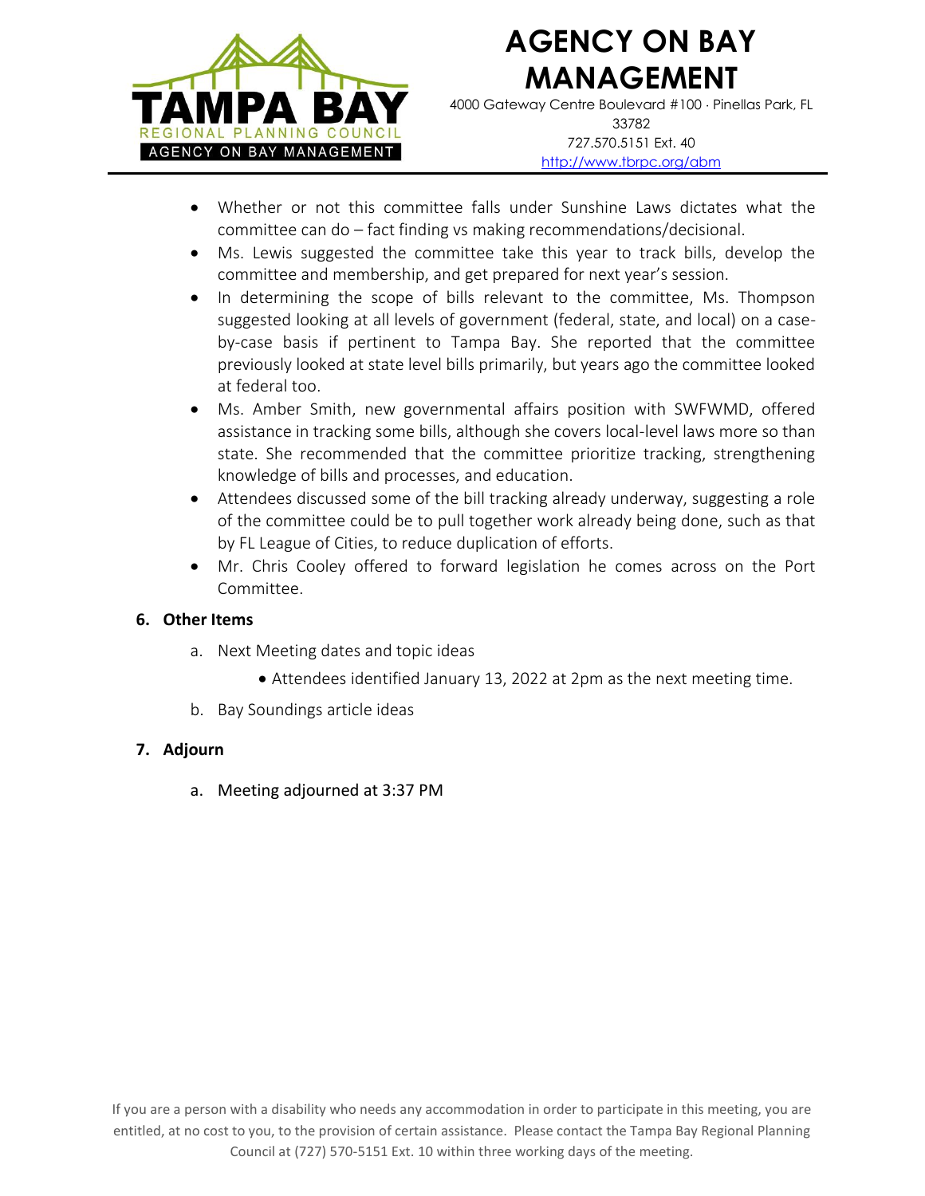- Whether or not this committee falls under Sunshine Laws dictates what the committee can do – fact finding vs making recommendations/decisional.
- Ms. Lewis suggested the committee take this year to track bills, develop the committee and membership, and get prepared for next year's session.
- In determining the scope of bills relevant to the committee, Ms. Thompson suggested looking at all levels of government (federal, state, and local) on a case-by-case basis if pertinent to Tampa Bay. She reported that the committee previously looked at state level bills primarily, but years ago the committee looked at federal too.
- Ms. Amber Smith, new governmental affairs position with SWFWMD, offered assistance in tracking some bills, although she covers local-level laws more so than state. She recommended that the committee prioritize tracking, strengthening knowledge of bills and processes, and education.
- Attendees discussed some of the bill tracking already underway, suggesting a role of the committee could be to pull together work already being done, such as that by FL League of Cities, to reduce duplication of efforts.
- Mr. Chris Cooley offered to forward legislation he comes across on the Port Committee.

**6. Other Items**

a. Next Meeting dates and topic ideas

- Attendees identified January 13, 2022 at 2pm as the next meeting time.

b. Bay Soundings article ideas

**7. Adjourn**

a. Meeting adjourned at 3:37 PM

If you are a person with a disability who needs any accommodation in order to participate in this meeting, you are entitled, at no cost to you, to the provision of certain assistance. Please contact the Tampa Bay Regional Planning Council at (727) 570-5151 Ext. 10 within three working days of the meeting.